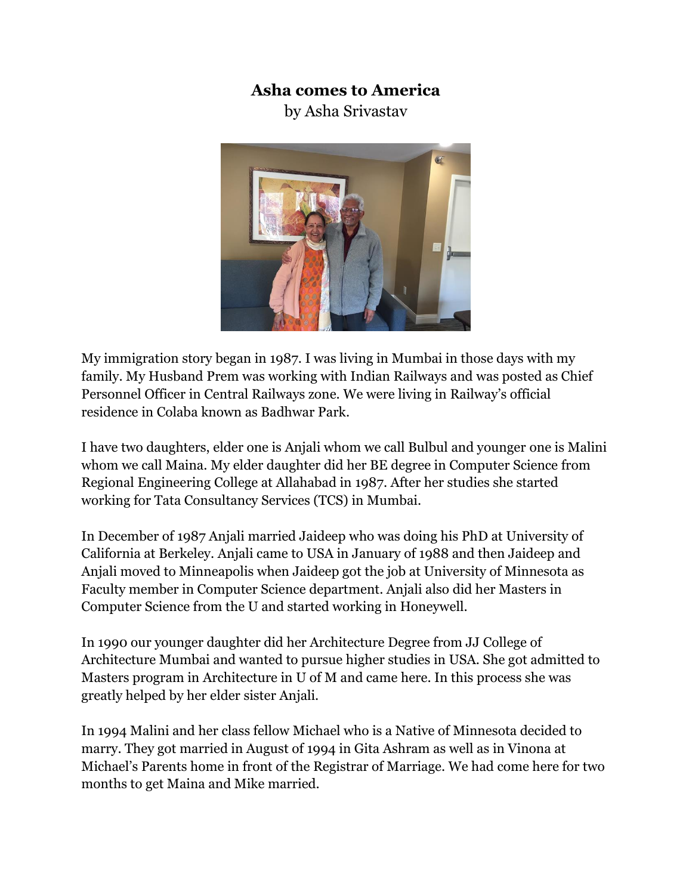# Asha comes to America

by Asha Srivastav

My immigration story began in 1987. I was living in Mumbai in those days with my family. My Husband Prem was working with Indian Railways and was posted as Chief Personnel Officer in Central Railways zone. We were living in Railway's official residence in Colaba known as Badhwar Park.

I have two daughters, elder one is Anjali whom we call Bulbul and younger one is Malini whom we call Maina. My elder daughter did her BE degree in Computer Science from Regional Engineering College at Allahabad in 1987. After her studies she started working for Tata Consultancy Services (TCS) in Mumbai.

In December of 1987 Anjali married Jaideep who was doing his PhD at University of California at Berkeley. Anjali came to USA in January of 1988 and then Jaideep and Anjali moved to Minneapolis when Jaideep got the job at University of Minnesota as Faculty member in Computer Science department. Anjali also did her Masters in Computer Science from the U and started working in Honeywell.

In 1990 our younger daughter did her Architecture Degree from JJ College of Architecture Mumbai and wanted to pursue higher studies in USA. She got admitted to Masters program in Architecture in U of M and came here. In this process she was greatly helped by her elder sister Anjali.

In 1994 Malini and her class fellow Michael who is a Native of Minnesota decided to marry. They got married in August of 1994 in Gita Ashram as well as in Vinona at Michael's Parents home in front of the Registrar of Marriage. We had come here for two months to get Maina and Mike married.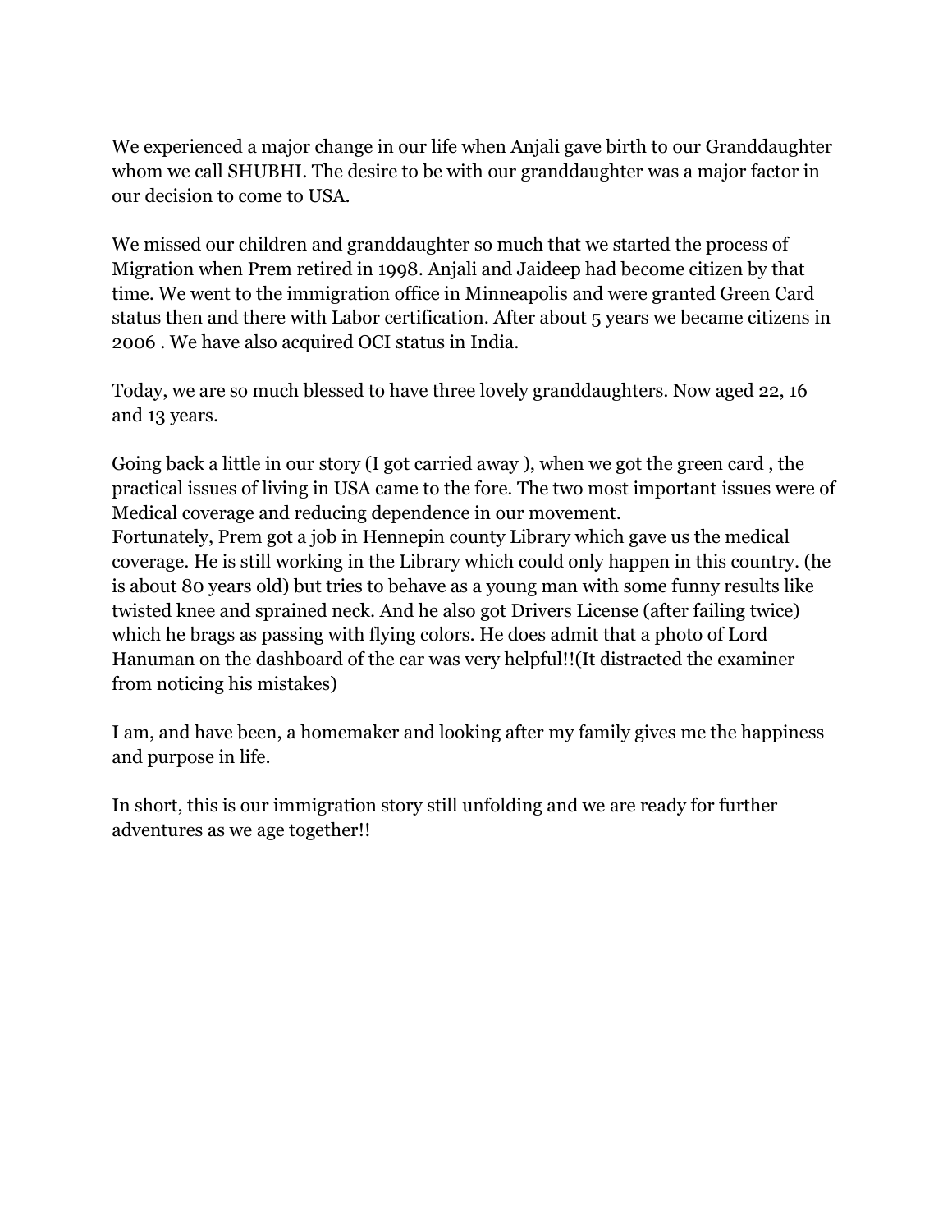We experienced a major change in our life when Anjali gave birth to our Granddaughter whom we call SHUBHI. The desire to be with our granddaughter was a major factor in our decision to come to USA.

We missed our children and granddaughter so much that we started the process of Migration when Prem retired in 1998. Anjali and Jaideep had become citizen by that time. We went to the immigration office in Minneapolis and were granted Green Card status then and there with Labor certification. After about 5 years we became citizens in 2006 . We have also acquired OCI status in India.

Today, we are so much blessed to have three lovely granddaughters. Now aged 22, 16 and 13 years.

Going back a little in our story (I got carried away ), when we got the green card , the practical issues of living in USA came to the fore. The two most important issues were of Medical coverage and reducing dependence in our movement.
Fortunately, Prem got a job in Hennepin county Library which gave us the medical coverage. He is still working in the Library which could only happen in this country. (he is about 80 years old) but tries to behave as a young man with some funny results like twisted knee and sprained neck. And he also got Drivers License (after failing twice) which he brags as passing with flying colors. He does admit that a photo of Lord Hanuman on the dashboard of the car was very helpful!!(It distracted the examiner from noticing his mistakes)

I am, and have been, a homemaker and looking after my family gives me the happiness and purpose in life.

In short, this is our immigration story still unfolding and we are ready for further adventures as we age together!!